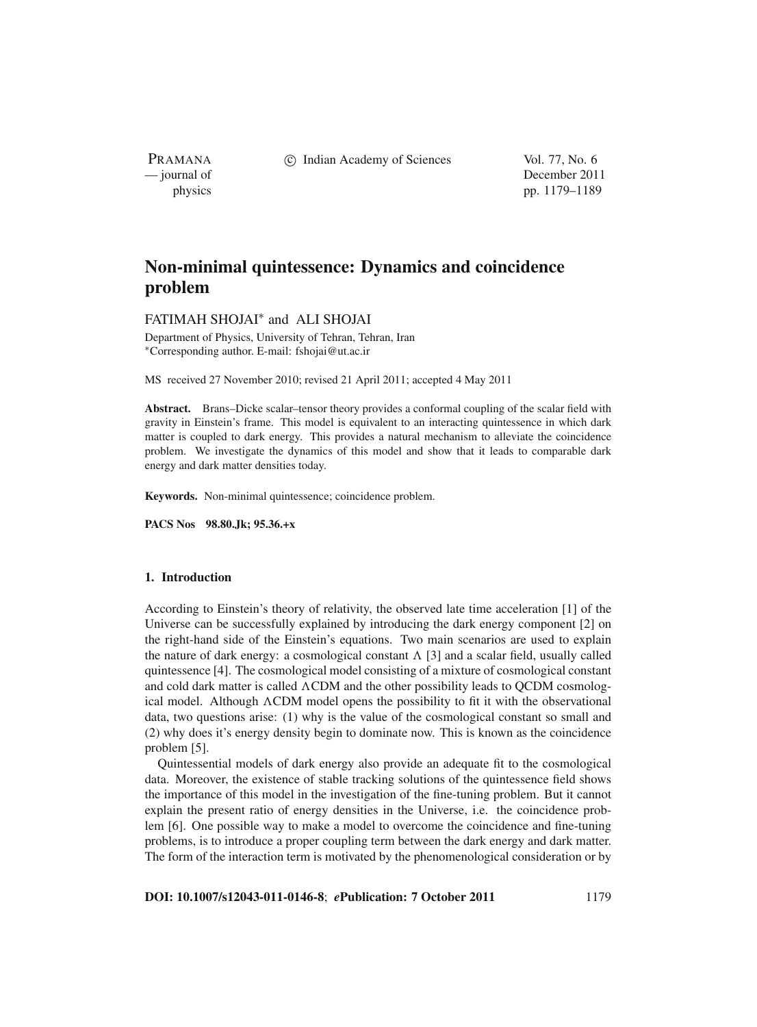# Non-minimal quintessence: Dynamics and coincidence problem

FATIMAH SHOJAI* and ALI SHOJAI

Department of Physics, University of Tehran, Tehran, Iran
*Corresponding author. E-mail: fshojai@ut.ac.ir

MS received 27 November 2010; revised 21 April 2011; accepted 4 May 2011

**Abstract.** Brans–Dicke scalar–tensor theory provides a conformal coupling of the scalar field with gravity in Einstein's frame. This model is equivalent to an interacting quintessence in which dark matter is coupled to dark energy. This provides a natural mechanism to alleviate the coincidence problem. We investigate the dynamics of this model and show that it leads to comparable dark energy and dark matter densities today.

**Keywords.** Non-minimal quintessence; coincidence problem.

**PACS Nos** 98.80.Jk; 95.36.+x

## 1. Introduction

According to Einstein's theory of relativity, the observed late time acceleration [1] of the Universe can be successfully explained by introducing the dark energy component [2] on the right-hand side of the Einstein's equations. Two main scenarios are used to explain the nature of dark energy: a cosmological constant $\Lambda$ [3] and a scalar field, usually called quintessence [4]. The cosmological model consisting of a mixture of cosmological constant and cold dark matter is called $\Lambda$CDM and the other possibility leads to QCDM cosmological model. Although $\Lambda$CDM model opens the possibility to fit it with the observational data, two questions arise: (1) why is the value of the cosmological constant so small and (2) why does it's energy density begin to dominate now. This is known as the coincidence problem [5].

Quintessential models of dark energy also provide an adequate fit to the cosmological data. Moreover, the existence of stable tracking solutions of the quintessence field shows the importance of this model in the investigation of the fine-tuning problem. But it cannot explain the present ratio of energy densities in the Universe, i.e. the coincidence problem [6]. One possible way to make a model to overcome the coincidence and fine-tuning problems, is to introduce a proper coupling term between the dark energy and dark matter. The form of the interaction term is motivated by the phenomenological consideration or by

**DOI: 10.1007/s12043-011-0146-8; *e*Publication: 7 October 2011**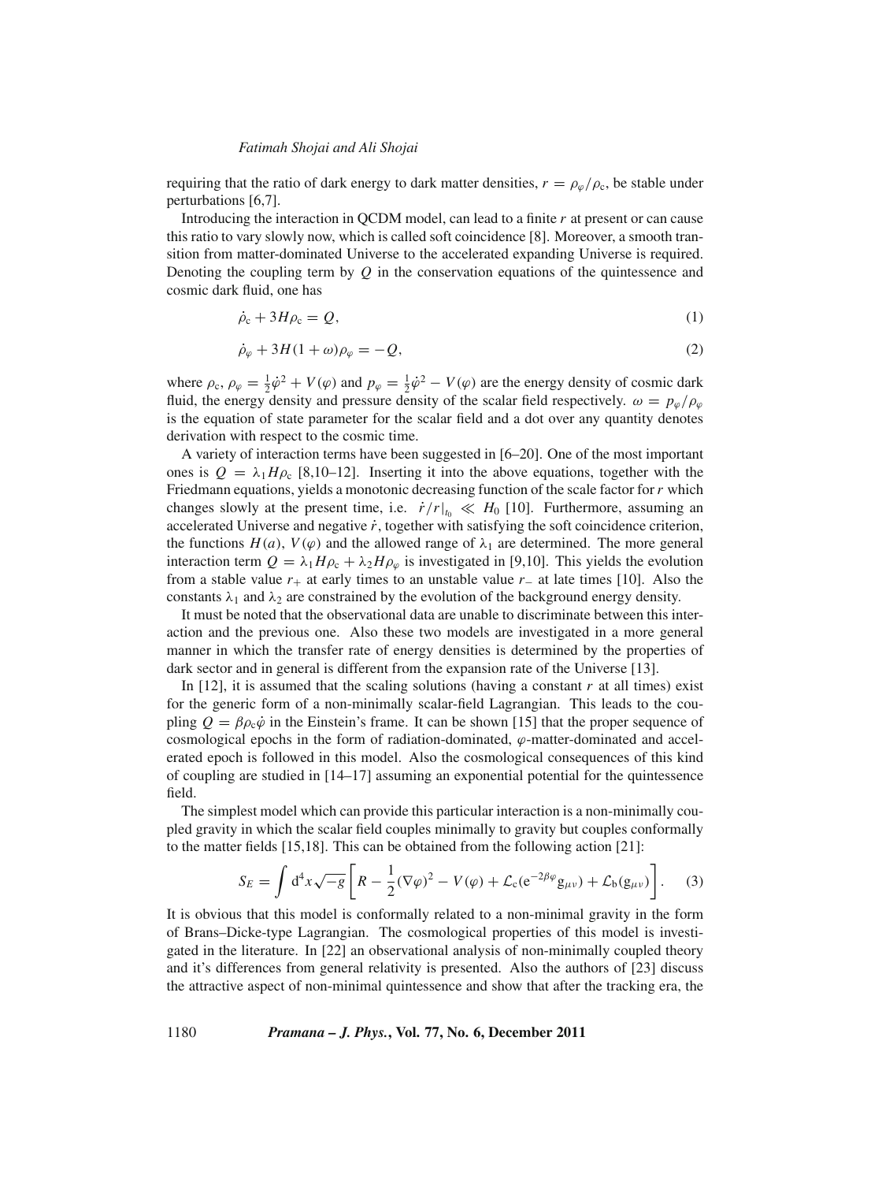requiring that the ratio of dark energy to dark matter densities, $r = \rho_\varphi/\rho_c$, be stable under perturbations [6,7].

Introducing the interaction in QCDM model, can lead to a finite $r$ at present or can cause this ratio to vary slowly now, which is called soft coincidence [8]. Moreover, a smooth transition from matter-dominated Universe to the accelerated expanding Universe is required. Denoting the coupling term by $Q$ in the conservation equations of the quintessence and cosmic dark fluid, one has

$$\dot{\rho}_c + 3H\rho_c = Q, \tag{1}$$

$$\dot{\rho}_\varphi + 3H(1+\omega)\rho_\varphi = -Q, \tag{2}$$

where $\rho_c$, $\rho_\varphi = \frac{1}{2}\dot{\varphi}^2 + V(\varphi)$ and $p_\varphi = \frac{1}{2}\dot{\varphi}^2 - V(\varphi)$ are the energy density of cosmic dark fluid, the energy density and pressure density of the scalar field respectively. $\omega = p_\varphi/\rho_\varphi$ is the equation of state parameter for the scalar field and a dot over any quantity denotes derivation with respect to the cosmic time.

A variety of interaction terms have been suggested in [6–20]. One of the most important ones is $Q = \lambda_1 H \rho_c$ [8,10–12]. Inserting it into the above equations, together with the Friedmann equations, yields a monotonic decreasing function of the scale factor for $r$ which changes slowly at the present time, i.e. $\dot{r}/r|_{t_0} \ll H_0$ [10]. Furthermore, assuming an accelerated Universe and negative $\dot{r}$, together with satisfying the soft coincidence criterion, the functions $H(a)$, $V(\varphi)$ and the allowed range of $\lambda_1$ are determined. The more general interaction term $Q = \lambda_1 H\rho_c + \lambda_2 H\rho_\varphi$ is investigated in [9,10]. This yields the evolution from a stable value $r_+$ at early times to an unstable value $r_-$ at late times [10]. Also the constants $\lambda_1$ and $\lambda_2$ are constrained by the evolution of the background energy density.

It must be noted that the observational data are unable to discriminate between this interaction and the previous one. Also these two models are investigated in a more general manner in which the transfer rate of energy densities is determined by the properties of dark sector and in general is different from the expansion rate of the Universe [13].

In [12], it is assumed that the scaling solutions (having a constant $r$ at all times) exist for the generic form of a non-minimally scalar-field Lagrangian. This leads to the coupling $Q = \beta\rho_c\dot{\varphi}$ in the Einstein's frame. It can be shown [15] that the proper sequence of cosmological epochs in the form of radiation-dominated, $\varphi$-matter-dominated and accelerated epoch is followed in this model. Also the cosmological consequences of this kind of coupling are studied in [14–17] assuming an exponential potential for the quintessence field.

The simplest model which can provide this particular interaction is a non-minimally coupled gravity in which the scalar field couples minimally to gravity but couples conformally to the matter fields [15,18]. This can be obtained from the following action [21]:

$$S_E = \int \mathrm{d}^4x\sqrt{-g}\left[R - \frac{1}{2}(\nabla\varphi)^2 - V(\varphi) + \mathcal{L}_c(\mathrm{e}^{-2\beta\varphi}g_{\mu\nu}) + \mathcal{L}_b(g_{\mu\nu})\right]. \tag{3}$$

It is obvious that this model is conformally related to a non-minimal gravity in the form of Brans–Dicke-type Lagrangian. The cosmological properties of this model is investigated in the literature. In [22] an observational analysis of non-minimally coupled theory and it's differences from general relativity is presented. Also the authors of [23] discuss the attractive aspect of non-minimal quintessence and show that after the tracking era, the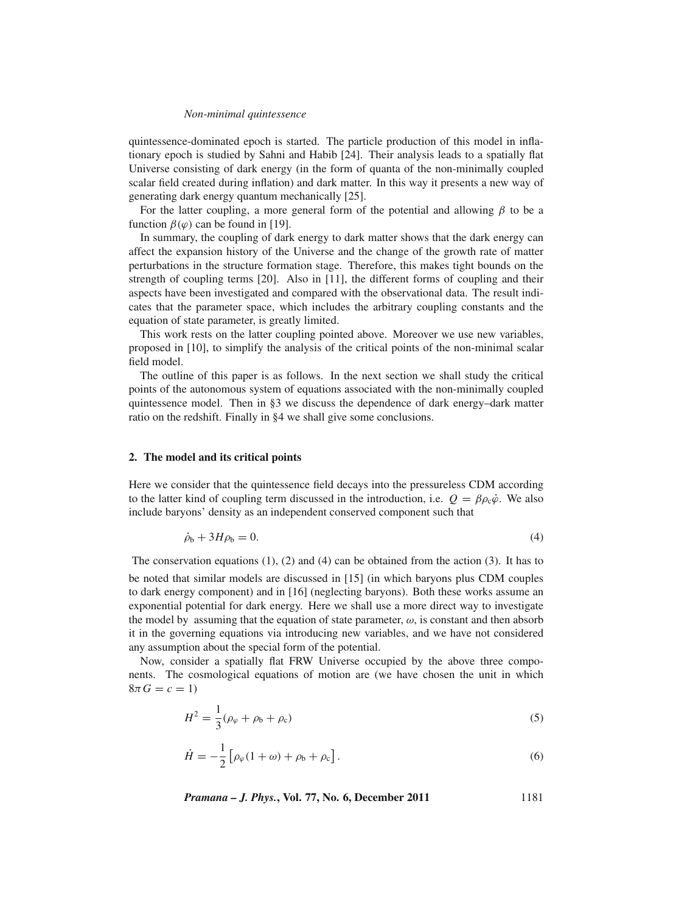quintessence-dominated epoch is started. The particle production of this model in inflationary epoch is studied by Sahni and Habib [24]. Their analysis leads to a spatially flat Universe consisting of dark energy (in the form of quanta of the non-minimally coupled scalar field created during inflation) and dark matter. In this way it presents a new way of generating dark energy quantum mechanically [25].

For the latter coupling, a more general form of the potential and allowing $\beta$ to be a function $\beta(\varphi)$ can be found in [19].

In summary, the coupling of dark energy to dark matter shows that the dark energy can affect the expansion history of the Universe and the change of the growth rate of matter perturbations in the structure formation stage. Therefore, this makes tight bounds on the strength of coupling terms [20]. Also in [11], the different forms of coupling and their aspects have been investigated and compared with the observational data. The result indicates that the parameter space, which includes the arbitrary coupling constants and the equation of state parameter, is greatly limited.

This work rests on the latter coupling pointed above. Moreover we use new variables, proposed in [10], to simplify the analysis of the critical points of the non-minimal scalar field model.

The outline of this paper is as follows. In the next section we shall study the critical points of the autonomous system of equations associated with the non-minimally coupled quintessence model. Then in §3 we discuss the dependence of dark energy–dark matter ratio on the redshift. Finally in §4 we shall give some conclusions.

## 2. The model and its critical points

Here we consider that the quintessence field decays into the pressureless CDM according to the latter kind of coupling term discussed in the introduction, i.e. $Q = \beta\rho_c\dot{\varphi}$. We also include baryons' density as an independent conserved component such that

$$\dot{\rho}_b + 3H\rho_b = 0. \tag{4}$$

The conservation equations (1), (2) and (4) can be obtained from the action (3). It has to be noted that similar models are discussed in [15] (in which baryons plus CDM couples to dark energy component) and in [16] (neglecting baryons). Both these works assume an exponential potential for dark energy. Here we shall use a more direct way to investigate the model by assuming that the equation of state parameter, $\omega$, is constant and then absorb it in the governing equations via introducing new variables, and we have not considered any assumption about the special form of the potential.

Now, consider a spatially flat FRW Universe occupied by the above three components. The cosmological equations of motion are (we have chosen the unit in which $8\pi G = c = 1$)

$$H^2 = \frac{1}{3}(\rho_\varphi + \rho_b + \rho_c) \tag{5}$$

$$\dot{H} = -\frac{1}{2}\left[\rho_\varphi(1+\omega) + \rho_b + \rho_c\right]. \tag{6}$$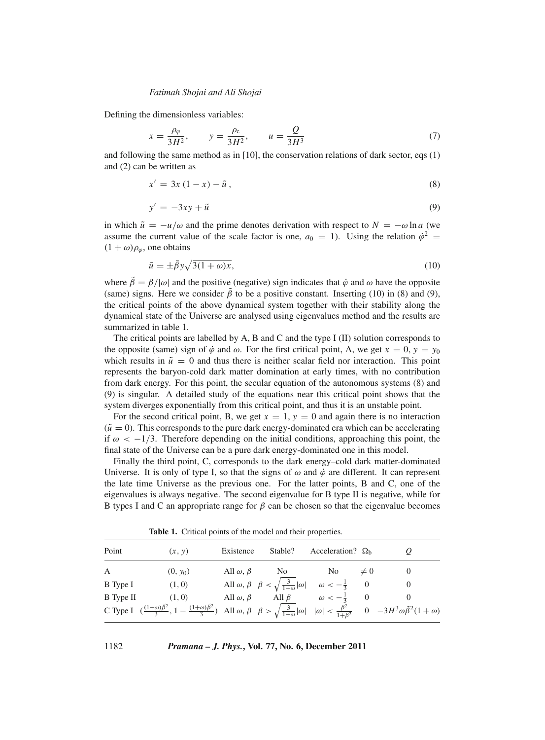Defining the dimensionless variables:

$$x = \frac{\rho_\varphi}{3H^2}, \qquad y = \frac{\rho_c}{3H^2}, \qquad u = \frac{Q}{3H^3} \tag{7}$$

and following the same method as in [10], the conservation relations of dark sector, eqs (1) and (2) can be written as

$$x' = 3x\,(1-x) - \tilde{u}\,, \tag{8}$$

$$y' = -3xy + \tilde{u} \tag{9}$$

in which $\tilde{u} = -u/\omega$ and the prime denotes derivation with respect to $N = -\omega \ln a$ (we assume the current value of the scale factor is one, $a_0 = 1$). Using the relation $\dot{\varphi}^2 = (1+\omega)\rho_\varphi$, one obtains

$$\tilde{u} = \pm \tilde{\beta} y \sqrt{3(1+\omega)x}, \tag{10}$$

where $\tilde{\beta} = \beta/|\omega|$ and the positive (negative) sign indicates that $\dot{\varphi}$ and $\omega$ have the opposite (same) signs. Here we consider $\tilde{\beta}$ to be a positive constant. Inserting (10) in (8) and (9), the critical points of the above dynamical system together with their stability along the dynamical state of the Universe are analysed using eigenvalues method and the results are summarized in table 1.

The critical points are labelled by A, B and C and the type I (II) solution corresponds to the opposite (same) sign of $\dot{\varphi}$ and $\omega$. For the first critical point, A, we get $x = 0$, $y = y_0$ which results in $\tilde{u} = 0$ and thus there is neither scalar field nor interaction. This point represents the baryon-cold dark matter domination at early times, with no contribution from dark energy. For this point, the secular equation of the autonomous systems (8) and (9) is singular. A detailed study of the equations near this critical point shows that the system diverges exponentially from this critical point, and thus it is an unstable point.

For the second critical point, B, we get $x = 1$, $y = 0$ and again there is no interaction ($\tilde{u} = 0$). This corresponds to the pure dark energy-dominated era which can be accelerating if $\omega < -1/3$. Therefore depending on the initial conditions, approaching this point, the final state of the Universe can be a pure dark energy-dominated one in this model.

Finally the third point, C, corresponds to the dark energy–cold dark matter-dominated Universe. It is only of type I, so that the signs of $\omega$ and $\dot{\varphi}$ are different. It can represent the late time Universe as the previous one. For the latter points, B and C, one of the eigenvalues is always negative. The second eigenvalue for B type II is negative, while for B types I and C an appropriate range for $\beta$ can be chosen so that the eigenvalue becomes

**Table 1.** Critical points of the model and their properties.

| Point | $(x, y)$ | Existence | Stable? | Acceleration? | $\Omega_b$ | $Q$ |
|---|---|---|---|---|---|---|
| A | $(0, y_0)$ | All $\omega, \beta$ | No | No | $\neq 0$ | 0 |
| B Type I | $(1, 0)$ | All $\omega, \beta$ | $\beta < \sqrt{\frac{3}{1+\omega}}\lvert\omega\rvert$ | $\omega < -\frac{1}{3}$ | 0 | 0 |
| B Type II | $(1, 0)$ | All $\omega, \beta$ | All $\beta$ | $\omega < -\frac{1}{3}$ | 0 | 0 |
| C Type I | $\left(\frac{(1+\omega)\tilde{\beta}^2}{3}, 1 - \frac{(1+\omega)\tilde{\beta}^2}{3}\right)$ | All $\omega, \beta$ | $\beta > \sqrt{\frac{3}{1+\omega}}\lvert\omega\rvert$ | $\lvert\omega\rvert < \frac{\beta^2}{1+\beta^2}$ | 0 | $-3H^3\omega\tilde{\beta}^2(1+\omega)$ |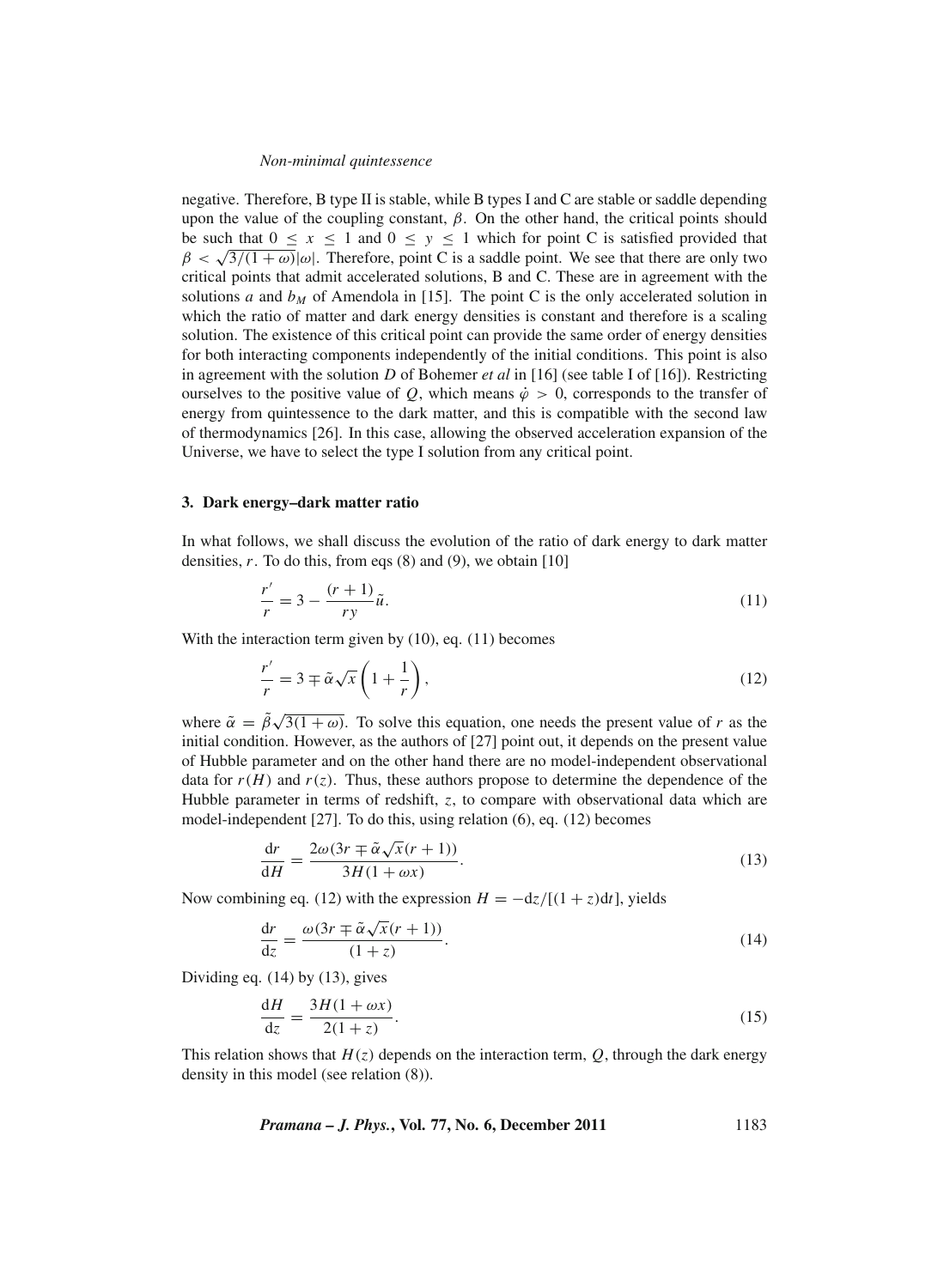negative. Therefore, B type II is stable, while B types I and C are stable or saddle depending upon the value of the coupling constant, $\beta$. On the other hand, the critical points should be such that $0 \leq x \leq 1$ and $0 \leq y \leq 1$ which for point C is satisfied provided that $\beta < \sqrt{3/(1+\omega)}|\omega|$. Therefore, point C is a saddle point. We see that there are only two critical points that admit accelerated solutions, B and C. These are in agreement with the solutions $a$ and $b_M$ of Amendola in [15]. The point C is the only accelerated solution in which the ratio of matter and dark energy densities is constant and therefore is a scaling solution. The existence of this critical point can provide the same order of energy densities for both interacting components independently of the initial conditions. This point is also in agreement with the solution $D$ of Bohemer *et al* in [16] (see table I of [16]). Restricting ourselves to the positive value of $Q$, which means $\dot{\varphi} > 0$, corresponds to the transfer of energy from quintessence to the dark matter, and this is compatible with the second law of thermodynamics [26]. In this case, allowing the observed acceleration expansion of the Universe, we have to select the type I solution from any critical point.

## 3. Dark energy–dark matter ratio

In what follows, we shall discuss the evolution of the ratio of dark energy to dark matter densities, $r$. To do this, from eqs (8) and (9), we obtain [10]

$$\frac{r'}{r} = 3 - \frac{(r+1)}{ry}\tilde{u}. \tag{11}$$

With the interaction term given by (10), eq. (11) becomes

$$\frac{r'}{r} = 3 \mp \tilde{\alpha}\sqrt{x}\left(1 + \frac{1}{r}\right), \tag{12}$$

where $\tilde{\alpha} = \tilde{\beta}\sqrt{3(1+\omega)}$. To solve this equation, one needs the present value of $r$ as the initial condition. However, as the authors of [27] point out, it depends on the present value of Hubble parameter and on the other hand there are no model-independent observational data for $r(H)$ and $r(z)$. Thus, these authors propose to determine the dependence of the Hubble parameter in terms of redshift, $z$, to compare with observational data which are model-independent [27]. To do this, using relation (6), eq. (12) becomes

$$\frac{\mathrm{d}r}{\mathrm{d}H} = \frac{2\omega(3r \mp \tilde{\alpha}\sqrt{x}(r+1))}{3H(1+\omega x)}. \tag{13}$$

Now combining eq. (12) with the expression $H = -\mathrm{d}z/[(1+z)\mathrm{d}t]$, yields

$$\frac{\mathrm{d}r}{\mathrm{d}z} = \frac{\omega(3r \mp \tilde{\alpha}\sqrt{x}(r+1))}{(1+z)}. \tag{14}$$

Dividing eq. (14) by (13), gives

$$\frac{\mathrm{d}H}{\mathrm{d}z} = \frac{3H(1+\omega x)}{2(1+z)}. \tag{15}$$

This relation shows that $H(z)$ depends on the interaction term, $Q$, through the dark energy density in this model (see relation (8)).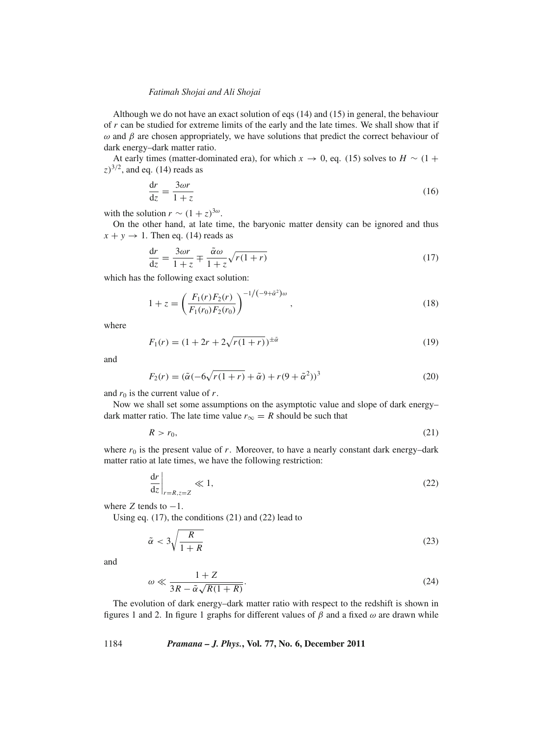Although we do not have an exact solution of eqs (14) and (15) in general, the behaviour of $r$ can be studied for extreme limits of the early and the late times. We shall show that if $\omega$ and $\beta$ are chosen appropriately, we have solutions that predict the correct behaviour of dark energy–dark matter ratio.

At early times (matter-dominated era), for which $x \to 0$, eq. (15) solves to $H \sim (1+z)^{3/2}$, and eq. (14) reads as

$$\frac{\mathrm{d}r}{\mathrm{d}z} = \frac{3\omega r}{1+z} \tag{16}$$

with the solution $r \sim (1+z)^{3\omega}$.

On the other hand, at late time, the baryonic matter density can be ignored and thus $x + y \to 1$. Then eq. (14) reads as

$$\frac{\mathrm{d}r}{\mathrm{d}z} = \frac{3\omega r}{1+z} \mp \frac{\tilde{\alpha}\omega}{1+z}\sqrt{r(1+r)} \tag{17}$$

which has the following exact solution:

$$1 + z = \left(\frac{F_1(r)F_2(r)}{F_1(r_0)F_2(r_0)}\right)^{-1/\left(-9+\tilde{\alpha}^2\right)\omega}, \tag{18}$$

where

$$F_1(r) = (1 + 2r + 2\sqrt{r(1+r)})^{\pm\tilde{\alpha}} \tag{19}$$

and

$$F_2(r) = (\tilde{\alpha}(-6\sqrt{r(1+r)} + \tilde{\alpha}) + r(9 + \tilde{\alpha}^2))^3 \tag{20}$$

and $r_0$ is the current value of $r$.

Now we shall set some assumptions on the asymptotic value and slope of dark energy–dark matter ratio. The late time value $r_\infty = R$ should be such that

$$R > r_0, \tag{21}$$

where $r_0$ is the present value of $r$. Moreover, to have a nearly constant dark energy–dark matter ratio at late times, we have the following restriction:

$$\left.\frac{\mathrm{d}r}{\mathrm{d}z}\right|_{r=R,z=Z} \ll 1, \tag{22}$$

where $Z$ tends to $-1$.

Using eq. (17), the conditions (21) and (22) lead to

$$\tilde{\alpha} < 3\sqrt{\frac{R}{1+R}} \tag{23}$$

and

$$\omega \ll \frac{1+Z}{3R - \tilde{\alpha}\sqrt{R(1+R)}}. \tag{24}$$

The evolution of dark energy–dark matter ratio with respect to the redshift is shown in figures 1 and 2. In figure 1 graphs for different values of $\beta$ and a fixed $\omega$ are drawn while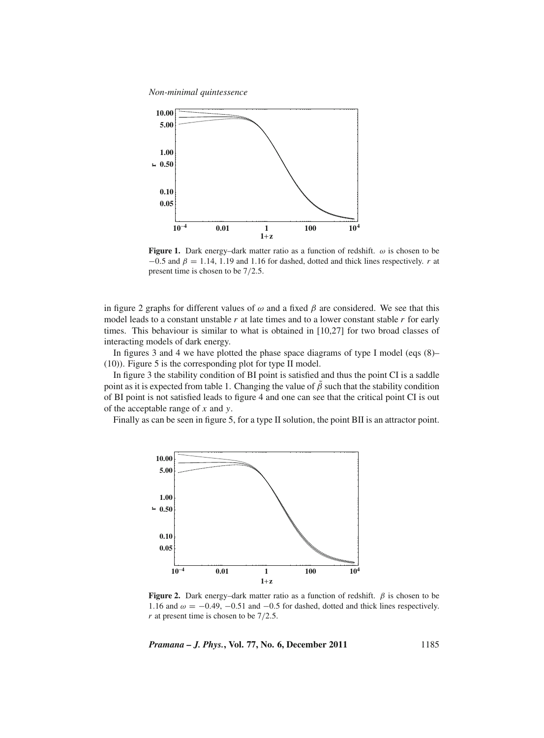**Figure 1.** Dark energy–dark matter ratio as a function of redshift. $\omega$ is chosen to be $-0.5$ and $\beta = 1.14$, 1.19 and 1.16 for dashed, dotted and thick lines respectively. $r$ at present time is chosen to be $7/2.5$.

in figure 2 graphs for different values of $\omega$ and a fixed $\beta$ are considered. We see that this model leads to a constant unstable $r$ at late times and to a lower constant stable $r$ for early times. This behaviour is similar to what is obtained in [10,27] for two broad classes of interacting models of dark energy.

In figures 3 and 4 we have plotted the phase space diagrams of type I model (eqs (8)–(10)). Figure 5 is the corresponding plot for type II model.

In figure 3 the stability condition of BI point is satisfied and thus the point CI is a saddle point as it is expected from table 1. Changing the value of $\tilde{\beta}$ such that the stability condition of BI point is not satisfied leads to figure 4 and one can see that the critical point CI is out of the acceptable range of $x$ and $y$.

Finally as can be seen in figure 5, for a type II solution, the point BII is an attractor point.

**Figure 2.** Dark energy–dark matter ratio as a function of redshift. $\beta$ is chosen to be 1.16 and $\omega = -0.49$, $-0.51$ and $-0.5$ for dashed, dotted and thick lines respectively. $r$ at present time is chosen to be $7/2.5$.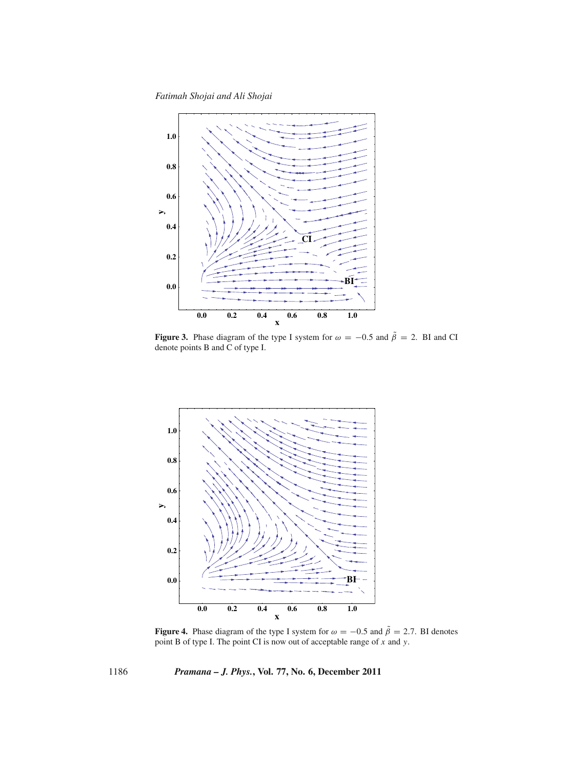**Figure 3.** Phase diagram of the type I system for $\omega = -0.5$ and $\tilde{\beta} = 2$. BI and CI denote points B and C of type I.

**Figure 4.** Phase diagram of the type I system for $\omega = -0.5$ and $\tilde{\beta} = 2.7$. BI denotes point B of type I. The point CI is now out of acceptable range of $x$ and $y$.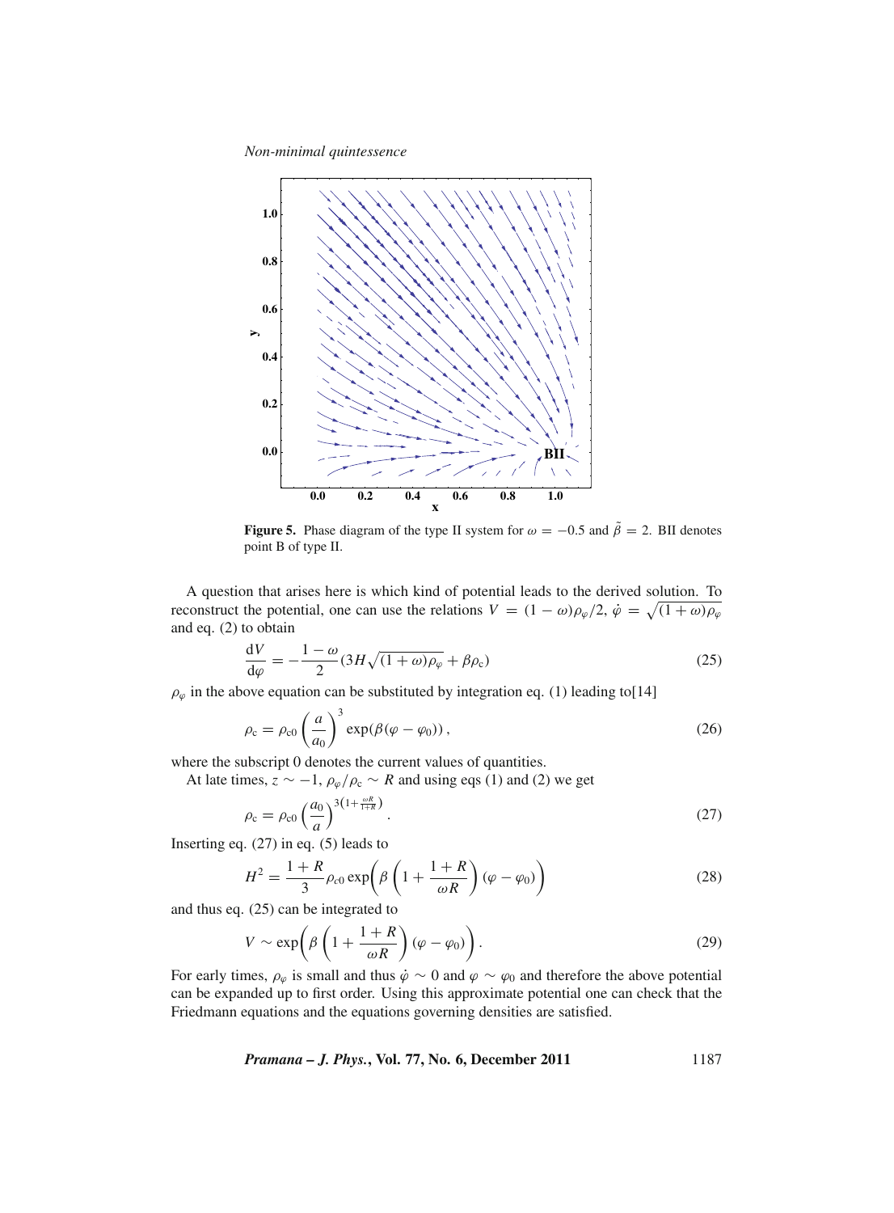**Figure 5.** Phase diagram of the type II system for $\omega = -0.5$ and $\tilde{\beta} = 2$. BII denotes point B of type II.

A question that arises here is which kind of potential leads to the derived solution. To reconstruct the potential, one can use the relations $V = (1-\omega)\rho_\varphi/2$, $\dot{\varphi} = \sqrt{(1+\omega)\rho_\varphi}$ and eq. (2) to obtain

$$\frac{\mathrm{d}V}{\mathrm{d}\varphi} = -\frac{1-\omega}{2}(3H\sqrt{(1+\omega)\rho_\varphi} + \beta\rho_c) \tag{25}$$

$\rho_\varphi$ in the above equation can be substituted by integration eq. (1) leading to[14]

$$\rho_c = \rho_{c0}\left(\frac{a}{a_0}\right)^3 \exp(\beta(\varphi - \varphi_0)), \tag{26}$$

where the subscript 0 denotes the current values of quantities.

At late times, $z \sim -1$, $\rho_\varphi/\rho_c \sim R$ and using eqs (1) and (2) we get

$$\rho_c = \rho_{c0}\left(\frac{a_0}{a}\right)^{3\left(1+\frac{\omega R}{1+R}\right)}. \tag{27}$$

Inserting eq. (27) in eq. (5) leads to

$$H^2 = \frac{1+R}{3}\rho_{c0}\exp\left(\beta\left(1+\frac{1+R}{\omega R}\right)(\varphi - \varphi_0)\right) \tag{28}$$

and thus eq. (25) can be integrated to

$$V \sim \exp\left(\beta\left(1+\frac{1+R}{\omega R}\right)(\varphi - \varphi_0)\right). \tag{29}$$

For early times, $\rho_\varphi$ is small and thus $\dot{\varphi} \sim 0$ and $\varphi \sim \varphi_0$ and therefore the above potential can be expanded up to first order. Using this approximate potential one can check that the Friedmann equations and the equations governing densities are satisfied.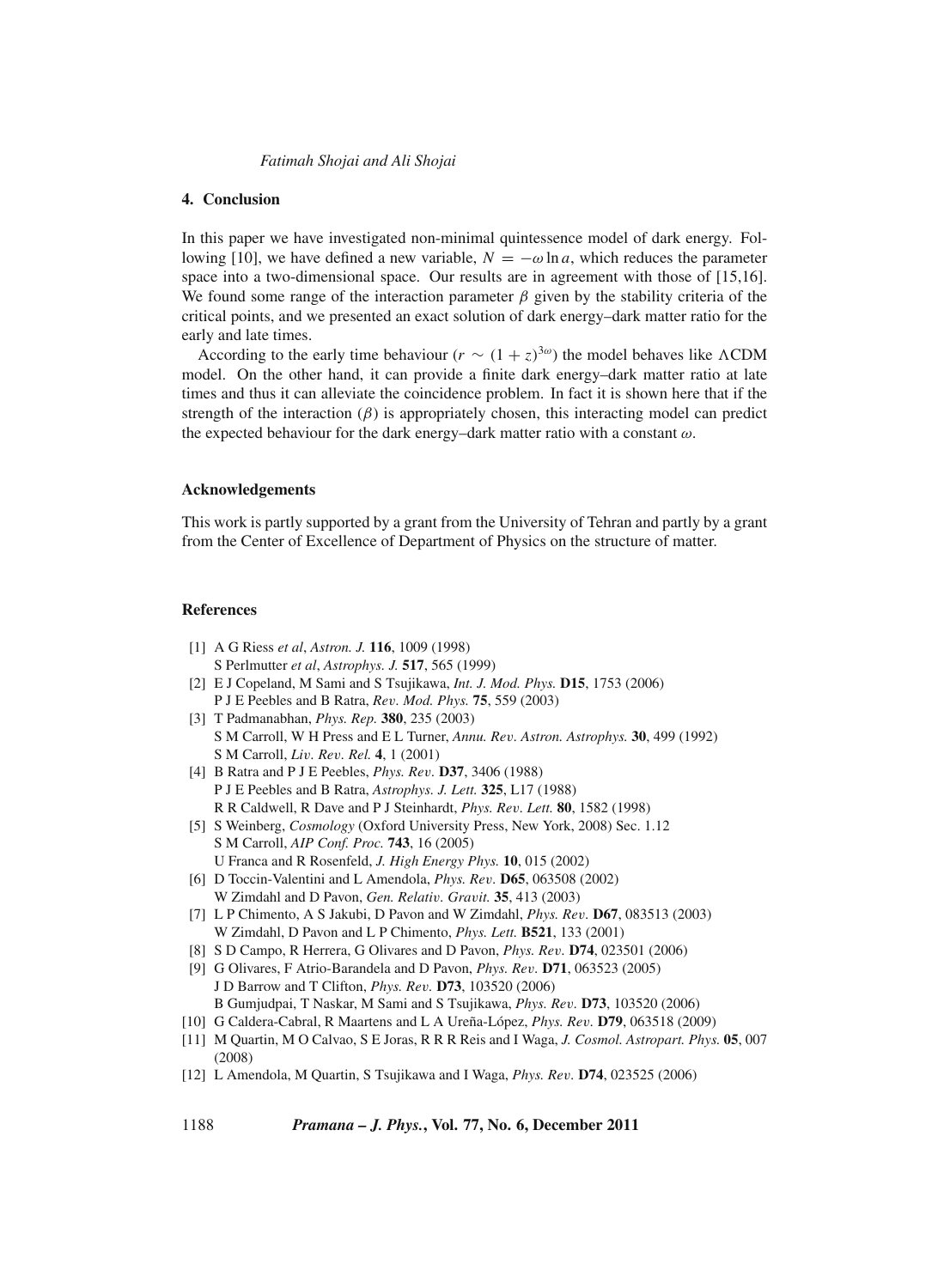## 4. Conclusion

In this paper we have investigated non-minimal quintessence model of dark energy. Following [10], we have defined a new variable, $N = -\omega \ln a$, which reduces the parameter space into a two-dimensional space. Our results are in agreement with those of [15,16]. We found some range of the interaction parameter $\beta$ given by the stability criteria of the critical points, and we presented an exact solution of dark energy–dark matter ratio for the early and late times.

According to the early time behaviour ($r \sim (1+z)^{3\omega}$) the model behaves like $\Lambda$CDM model. On the other hand, it can provide a finite dark energy–dark matter ratio at late times and thus it can alleviate the coincidence problem. In fact it is shown here that if the strength of the interaction ($\beta$) is appropriately chosen, this interacting model can predict the expected behaviour for the dark energy–dark matter ratio with a constant $\omega$.

### Acknowledgements

This work is partly supported by a grant from the University of Tehran and partly by a grant from the Center of Excellence of Department of Physics on the structure of matter.

### References

[1] A G Riess *et al*, *Astron. J.* **116**, 1009 (1998)
S Perlmutter *et al*, *Astrophys. J.* **517**, 565 (1999)

[2] E J Copeland, M Sami and S Tsujikawa, *Int. J. Mod. Phys.* **D15**, 1753 (2006)
P J E Peebles and B Ratra, *Rev. Mod. Phys.* **75**, 559 (2003)

[3] T Padmanabhan, *Phys. Rep.* **380**, 235 (2003)
S M Carroll, W H Press and E L Turner, *Annu. Rev. Astron. Astrophys.* **30**, 499 (1992)
S M Carroll, *Liv. Rev. Rel.* **4**, 1 (2001)

[4] B Ratra and P J E Peebles, *Phys. Rev.* **D37**, 3406 (1988)
P J E Peebles and B Ratra, *Astrophys. J. Lett.* **325**, L17 (1988)
R R Caldwell, R Dave and P J Steinhardt, *Phys. Rev. Lett.* **80**, 1582 (1998)

[5] S Weinberg, *Cosmology* (Oxford University Press, New York, 2008) Sec. 1.12
S M Carroll, *AIP Conf. Proc.* **743**, 16 (2005)
U Franca and R Rosenfeld, *J. High Energy Phys.* **10**, 015 (2002)

[6] D Toccin-Valentini and L Amendola, *Phys. Rev.* **D65**, 063508 (2002)
W Zimdahl and D Pavon, *Gen. Relativ. Gravit.* **35**, 413 (2003)

[7] L P Chimento, A S Jakubi, D Pavon and W Zimdahl, *Phys. Rev.* **D67**, 083513 (2003)
W Zimdahl, D Pavon and L P Chimento, *Phys. Lett.* **B521**, 133 (2001)

[8] S D Campo, R Herrera, G Olivares and D Pavon, *Phys. Rev.* **D74**, 023501 (2006)

[9] G Olivares, F Atrio-Barandela and D Pavon, *Phys. Rev.* **D71**, 063523 (2005)
J D Barrow and T Clifton, *Phys. Rev.* **D73**, 103520 (2006)
B Gumjudpai, T Naskar, M Sami and S Tsujikawa, *Phys. Rev.* **D73**, 103520 (2006)

[10] G Caldera-Cabral, R Maartens and L A Ureña-López, *Phys. Rev.* **D79**, 063518 (2009)

[11] M Quartin, M O Calvao, S E Joras, R R R Reis and I Waga, *J. Cosmol. Astropart. Phys.* **05**, 007 (2008)

[12] L Amendola, M Quartin, S Tsujikawa and I Waga, *Phys. Rev.* **D74**, 023525 (2006)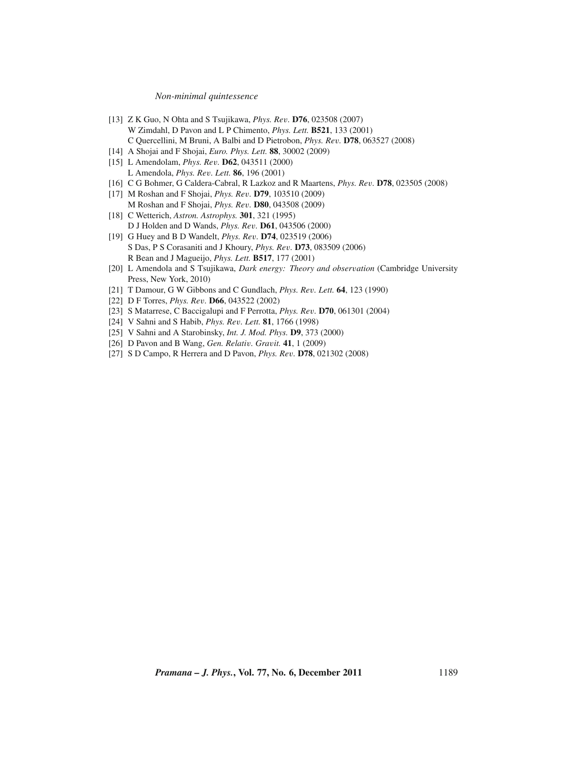[13] Z K Guo, N Ohta and S Tsujikawa, *Phys. Rev.* **D76**, 023508 (2007)
W Zimdahl, D Pavon and L P Chimento, *Phys. Lett.* **B521**, 133 (2001)
C Quercellini, M Bruni, A Balbi and D Pietrobon, *Phys. Rev.* **D78**, 063527 (2008)

[14] A Shojai and F Shojai, *Euro. Phys. Lett.* **88**, 30002 (2009)

[15] L Amendolam, *Phys. Rev.* **D62**, 043511 (2000)
L Amendola, *Phys. Rev. Lett.* **86**, 196 (2001)

[16] C G Bohmer, G Caldera-Cabral, R Lazkoz and R Maartens, *Phys. Rev.* **D78**, 023505 (2008)

[17] M Roshan and F Shojai, *Phys. Rev.* **D79**, 103510 (2009)
M Roshan and F Shojai, *Phys. Rev.* **D80**, 043508 (2009)

[18] C Wetterich, *Astron. Astrophys.* **301**, 321 (1995)
D J Holden and D Wands, *Phys. Rev.* **D61**, 043506 (2000)

[19] G Huey and B D Wandelt, *Phys. Rev.* **D74**, 023519 (2006)
S Das, P S Corasaniti and J Khoury, *Phys. Rev.* **D73**, 083509 (2006)
R Bean and J Magueijo, *Phys. Lett.* **B517**, 177 (2001)

[20] L Amendola and S Tsujikawa, *Dark energy: Theory and observation* (Cambridge University Press, New York, 2010)

[21] T Damour, G W Gibbons and C Gundlach, *Phys. Rev. Lett.* **64**, 123 (1990)

[22] D F Torres, *Phys. Rev.* **D66**, 043522 (2002)

[23] S Matarrese, C Baccigalupi and F Perrotta, *Phys. Rev.* **D70**, 061301 (2004)

[24] V Sahni and S Habib, *Phys. Rev. Lett.* **81**, 1766 (1998)

[25] V Sahni and A Starobinsky, *Int. J. Mod. Phys.* **D9**, 373 (2000)

[26] D Pavon and B Wang, *Gen. Relativ. Gravit.* **41**, 1 (2009)

[27] S D Campo, R Herrera and D Pavon, *Phys. Rev.* **D78**, 021302 (2008)